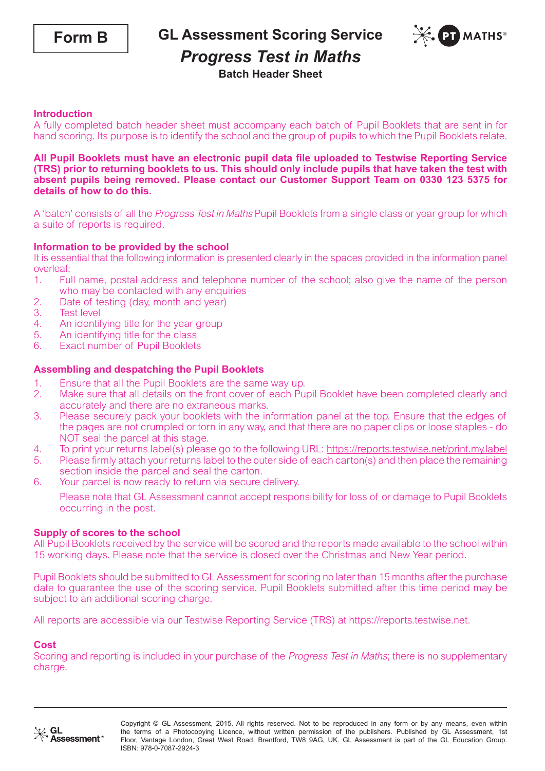**Form B**

# GL Assessment Scoring Service

## *Progress Test in Maths*

**Batch Header Sheet**

### Introduction

A fully completed batch header sheet must accompany each batch of Pupil Booklets that are sent in for hand scoring. Its purpose is to identify the school and the group of pupils to which the Pupil Booklets relate.

**All Pupil Booklets must have an electronic pupil data file uploaded to Testwise Reporting Service (TRS) prior to returning booklets to us. This should only include pupils that have taken the test with absent pupils being removed. Please contact our Customer Support Team on 0330 123 5375 for details of how to do this.**

A 'batch' consists of all the *Progress Test in Maths* Pupil Booklets from a single class or year group for which a suite of reports is required.

### Information to be provided by the school

It is essential that the following information is presented clearly in the spaces provided in the information panel overleaf:

1. Full name, postal address and telephone number of the school; also give the name of the person who may be contacted with any enquiries
2. Date of testing (day, month and year)
3. Test level
4. An identifying title for the year group
5. An identifying title for the class
6. Exact number of Pupil Booklets

### Assembling and despatching the Pupil Booklets

1. Ensure that all the Pupil Booklets are the same way up.
2. Make sure that all details on the front cover of each Pupil Booklet have been completed clearly and accurately and there are no extraneous marks.
3. Please securely pack your booklets with the information panel at the top. Ensure that the edges of the pages are not crumpled or torn in any way, and that there are no paper clips or loose staples - do NOT seal the parcel at this stage.
4. To print your returns label(s) please go to the following URL: https://reports.testwise.net/print.my.label
5. Please firmly attach your returns label to the outer side of each carton(s) and then place the remaining section inside the parcel and seal the carton.
6. Your parcel is now ready to return via secure delivery.

   Please note that GL Assessment cannot accept responsibility for loss of or damage to Pupil Booklets occurring in the post.

### Supply of scores to the school

All Pupil Booklets received by the service will be scored and the reports made available to the school within 15 working days. Please note that the service is closed over the Christmas and New Year period.

Pupil Booklets should be submitted to GL Assessment for scoring no later than 15 months after the purchase date to guarantee the use of the scoring service. Pupil Booklets submitted after this time period may be subject to an additional scoring charge.

All reports are accessible via our Testwise Reporting Service (TRS) at https://reports.testwise.net.

### Cost

Scoring and reporting is included in your purchase of the *Progress Test in Maths*; there is no supplementary charge.

---

Copyright © GL Assessment, 2015. All rights reserved. Not to be reproduced in any form or by any means, even within the terms of a Photocopying Licence, without written permission of the publishers. Published by GL Assessment, 1st Floor, Vantage London, Great West Road, Brentford, TW8 9AG, UK. GL Assessment is part of the GL Education Group. ISBN: 978-0-7087-2924-3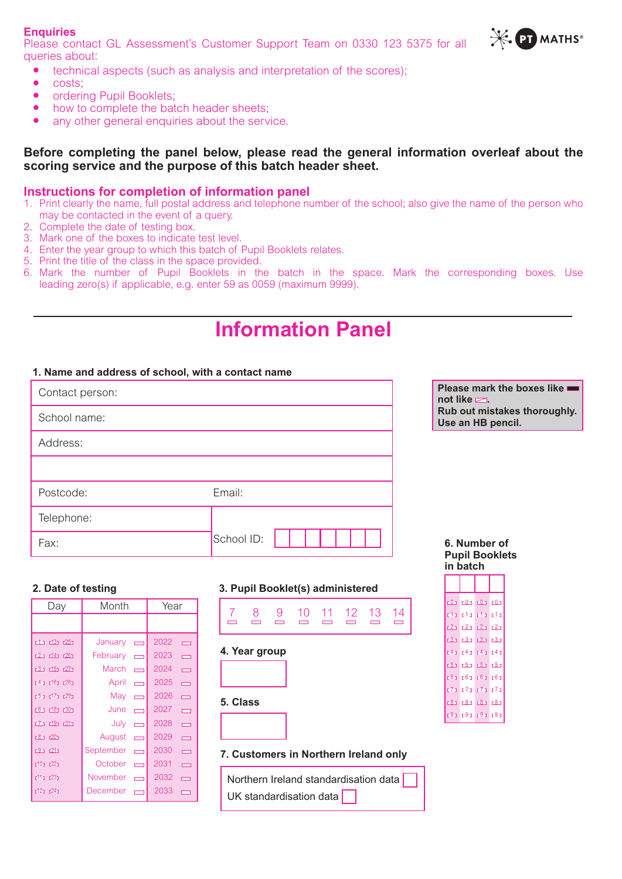**Enquiries**

Please contact GL Assessment's Customer Support Team on 0330 123 5375 for all queries about:

- technical aspects (such as analysis and interpretation of the scores);
- costs;
- ordering Pupil Booklets;
- how to complete the batch header sheets;
- any other general enquiries about the service.

PT MATHS®

**Before completing the panel below, please read the general information overleaf about the scoring service and the purpose of this batch header sheet.**

## Instructions for completion of information panel

1. Print clearly the name, full postal address and telephone number of the school; also give the name of the person who may be contacted in the event of a query.
2. Complete the date of testing box.
3. Mark one of the boxes to indicate test level.
4. Enter the year group to which this batch of Pupil Booklets relates.
5. Print the title of the class in the space provided.
6. Mark the number of Pupil Booklets in the batch in the space. Mark the corresponding boxes. Use leading zero(s) if applicable, e.g. enter 59 as 0059 (maximum 9999).

# Information Panel

**1. Name and address of school, with a contact name**

| | |
|---|---|
| Contact person: | |
| School name: | |
| Address: | |
| | |
| Postcode: | Email: |
| Telephone: | |
| Fax: | School ID: |

**Please mark the boxes like ▬ not like ▭.**
**Rub out mistakes thoroughly.**
**Use an HB pencil.**

**2. Date of testing**

| Day | | | Month | Year |
|---|---|---|---|---|
| 1 | 13 | 25 | January | 2022 |
| 2 | 14 | 26 | February | 2023 |
| 3 | 15 | 27 | March | 2024 |
| 4 | 16 | 28 | April | 2025 |
| 5 | 17 | 29 | May | 2026 |
| 6 | 18 | 30 | June | 2027 |
| 7 | 19 | 31 | July | 2028 |
| 8 | 20 | | August | 2029 |
| 9 | 21 | | September | 2030 |
| 10 | 22 | | October | 2031 |
| 11 | 23 | | November | 2032 |
| 12 | 24 | | December | 2033 |

**3. Pupil Booklet(s) administered**

7 8 9 10 11 12 13 14

**4. Year group**

**5. Class**

**6. Number of Pupil Booklets in batch**

| | | | |
|---|---|---|---|
| 0 | 0 | 0 | 0 |
| 1 | 1 | 1 | 1 |
| 2 | 2 | 2 | 2 |
| 3 | 3 | 3 | 3 |
| 4 | 4 | 4 | 4 |
| 5 | 5 | 5 | 5 |
| 6 | 6 | 6 | 6 |
| 7 | 7 | 7 | 7 |
| 8 | 8 | 8 | 8 |
| 9 | 9 | 9 | 9 |

**7. Customers in Northern Ireland only**

Northern Ireland standardisation data ☐

UK standardisation data ☐